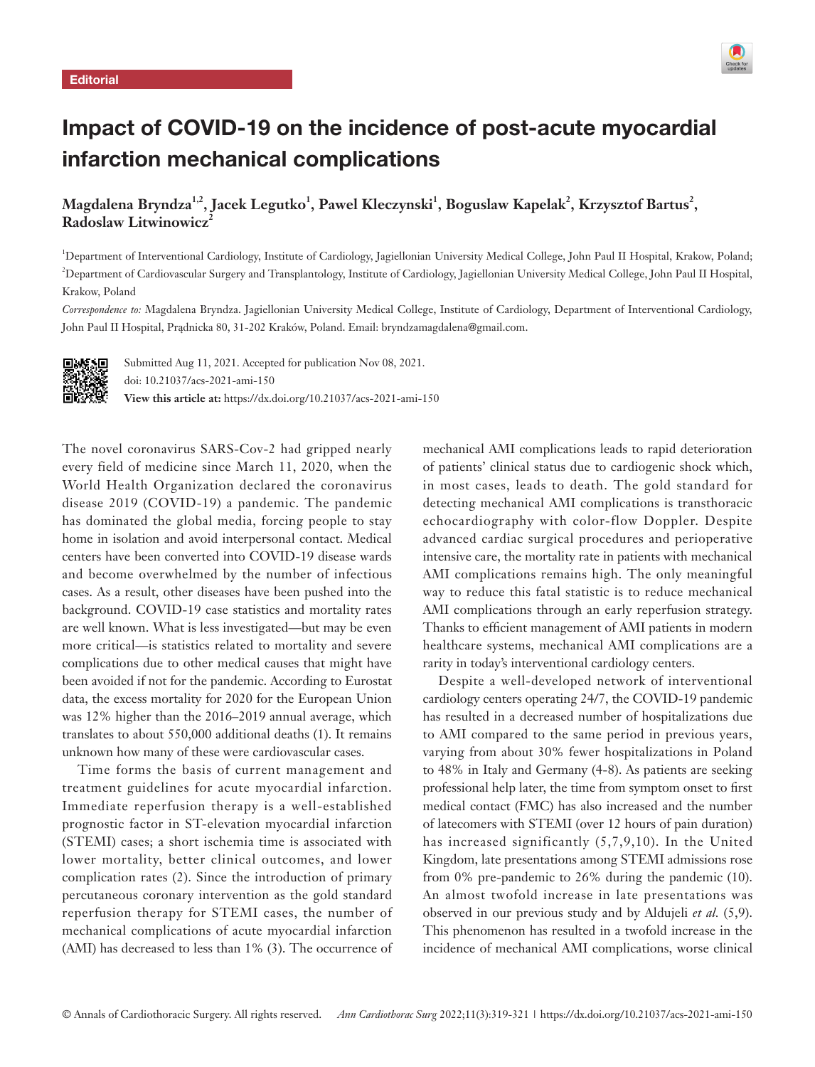Editorial

# Impact of COVID-19 on the incidence of post-acute myocardial infarction mechanical complications

**Magdalena Bryndza[1,2], Jacek Legutko[1], Pawel Kleczynski[1], Boguslaw Kapelak[2], Krzysztof Bartus[2], Radoslaw Litwinowicz[2]**

[1]Department of Interventional Cardiology, Institute of Cardiology, Jagiellonian University Medical College, John Paul II Hospital, Krakow, Poland; [2]Department of Cardiovascular Surgery and Transplantology, Institute of Cardiology, Jagiellonian University Medical College, John Paul II Hospital, Krakow, Poland

*Correspondence to:* Magdalena Bryndza. Jagiellonian University Medical College, Institute of Cardiology, Department of Interventional Cardiology, John Paul II Hospital, Prądnicka 80, 31-202 Kraków, Poland. Email: bryndzamagdalena@gmail.com.

Submitted Aug 11, 2021. Accepted for publication Nov 08, 2021.
doi: 10.21037/acs-2021-ami-150
**View this article at:** https://dx.doi.org/10.21037/acs-2021-ami-150

The novel coronavirus SARS-Cov-2 had gripped nearly every field of medicine since March 11, 2020, when the World Health Organization declared the coronavirus disease 2019 (COVID-19) a pandemic. The pandemic has dominated the global media, forcing people to stay home in isolation and avoid interpersonal contact. Medical centers have been converted into COVID-19 disease wards and become overwhelmed by the number of infectious cases. As a result, other diseases have been pushed into the background. COVID-19 case statistics and mortality rates are well known. What is less investigated—but may be even more critical—is statistics related to mortality and severe complications due to other medical causes that might have been avoided if not for the pandemic. According to Eurostat data, the excess mortality for 2020 for the European Union was 12% higher than the 2016–2019 annual average, which translates to about 550,000 additional deaths (1). It remains unknown how many of these were cardiovascular cases.

Time forms the basis of current management and treatment guidelines for acute myocardial infarction. Immediate reperfusion therapy is a well-established prognostic factor in ST-elevation myocardial infarction (STEMI) cases; a short ischemia time is associated with lower mortality, better clinical outcomes, and lower complication rates (2). Since the introduction of primary percutaneous coronary intervention as the gold standard reperfusion therapy for STEMI cases, the number of mechanical complications of acute myocardial infarction (AMI) has decreased to less than 1% (3). The occurrence of mechanical AMI complications leads to rapid deterioration of patients' clinical status due to cardiogenic shock which, in most cases, leads to death. The gold standard for detecting mechanical AMI complications is transthoracic echocardiography with color-flow Doppler. Despite advanced cardiac surgical procedures and perioperative intensive care, the mortality rate in patients with mechanical AMI complications remains high. The only meaningful way to reduce this fatal statistic is to reduce mechanical AMI complications through an early reperfusion strategy. Thanks to efficient management of AMI patients in modern healthcare systems, mechanical AMI complications are a rarity in today's interventional cardiology centers.

Despite a well-developed network of interventional cardiology centers operating 24/7, the COVID-19 pandemic has resulted in a decreased number of hospitalizations due to AMI compared to the same period in previous years, varying from about 30% fewer hospitalizations in Poland to 48% in Italy and Germany (4-8). As patients are seeking professional help later, the time from symptom onset to first medical contact (FMC) has also increased and the number of latecomers with STEMI (over 12 hours of pain duration) has increased significantly (5,7,9,10). In the United Kingdom, late presentations among STEMI admissions rose from 0% pre-pandemic to 26% during the pandemic (10). An almost twofold increase in late presentations was observed in our previous study and by Aldujeli *et al.* (5,9). This phenomenon has resulted in a twofold increase in the incidence of mechanical AMI complications, worse clinical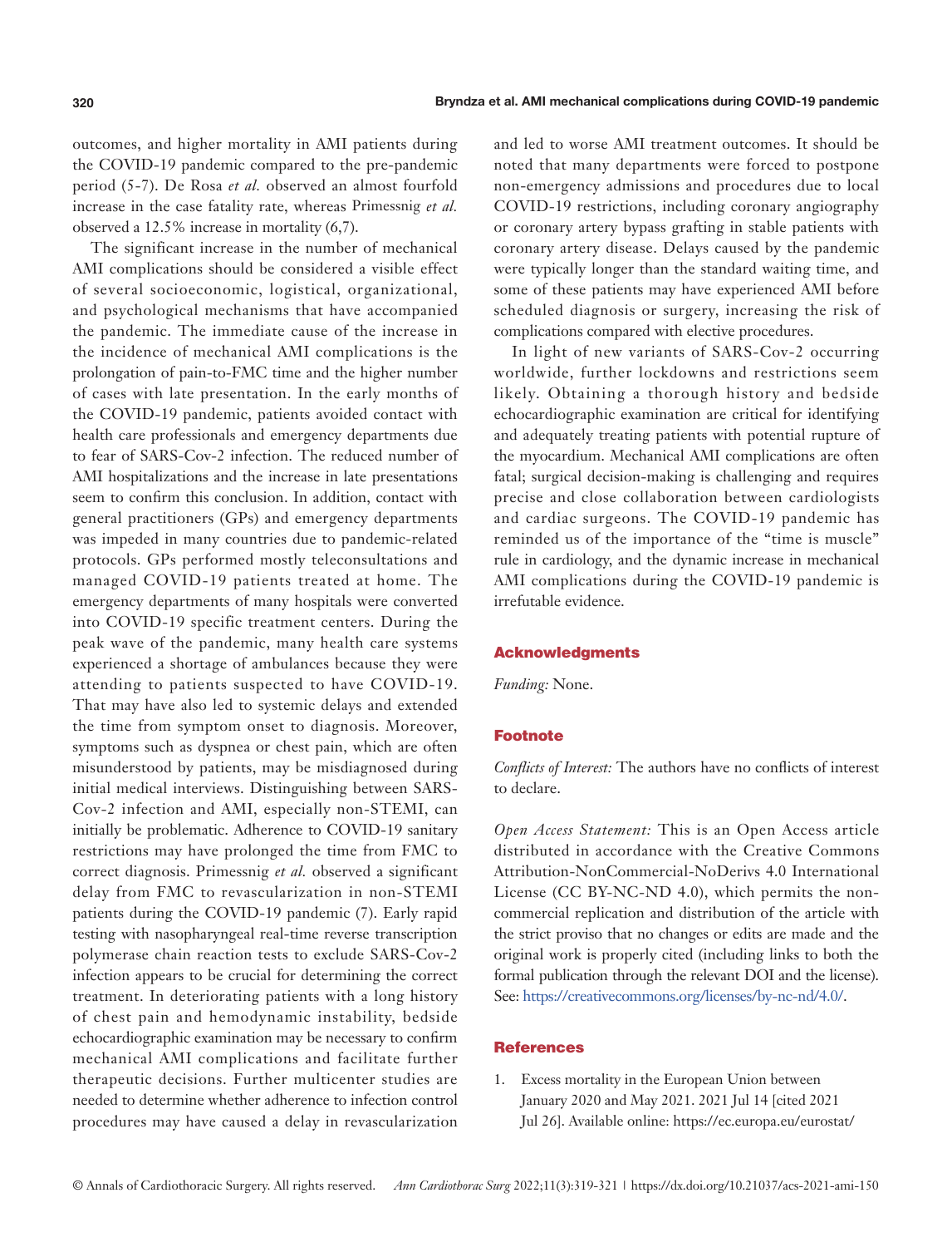outcomes, and higher mortality in AMI patients during the COVID-19 pandemic compared to the pre-pandemic period (5-7). De Rosa *et al.* observed an almost fourfold increase in the case fatality rate, whereas Primessnig *et al.* observed a 12.5% increase in mortality (6,7).

The significant increase in the number of mechanical AMI complications should be considered a visible effect of several socioeconomic, logistical, organizational, and psychological mechanisms that have accompanied the pandemic. The immediate cause of the increase in the incidence of mechanical AMI complications is the prolongation of pain-to-FMC time and the higher number of cases with late presentation. In the early months of the COVID-19 pandemic, patients avoided contact with health care professionals and emergency departments due to fear of SARS-Cov-2 infection. The reduced number of AMI hospitalizations and the increase in late presentations seem to confirm this conclusion. In addition, contact with general practitioners (GPs) and emergency departments was impeded in many countries due to pandemic-related protocols. GPs performed mostly teleconsultations and managed COVID-19 patients treated at home. The emergency departments of many hospitals were converted into COVID-19 specific treatment centers. During the peak wave of the pandemic, many health care systems experienced a shortage of ambulances because they were attending to patients suspected to have COVID-19. That may have also led to systemic delays and extended the time from symptom onset to diagnosis. Moreover, symptoms such as dyspnea or chest pain, which are often misunderstood by patients, may be misdiagnosed during initial medical interviews. Distinguishing between SARS-Cov-2 infection and AMI, especially non-STEMI, can initially be problematic. Adherence to COVID-19 sanitary restrictions may have prolonged the time from FMC to correct diagnosis. Primessnig *et al.* observed a significant delay from FMC to revascularization in non-STEMI patients during the COVID-19 pandemic (7). Early rapid testing with nasopharyngeal real-time reverse transcription polymerase chain reaction tests to exclude SARS-Cov-2 infection appears to be crucial for determining the correct treatment. In deteriorating patients with a long history of chest pain and hemodynamic instability, bedside echocardiographic examination may be necessary to confirm mechanical AMI complications and facilitate further therapeutic decisions. Further multicenter studies are needed to determine whether adherence to infection control procedures may have caused a delay in revascularization and led to worse AMI treatment outcomes. It should be noted that many departments were forced to postpone non-emergency admissions and procedures due to local COVID-19 restrictions, including coronary angiography or coronary artery bypass grafting in stable patients with coronary artery disease. Delays caused by the pandemic were typically longer than the standard waiting time, and some of these patients may have experienced AMI before scheduled diagnosis or surgery, increasing the risk of complications compared with elective procedures.

In light of new variants of SARS-Cov-2 occurring worldwide, further lockdowns and restrictions seem likely. Obtaining a thorough history and bedside echocardiographic examination are critical for identifying and adequately treating patients with potential rupture of the myocardium. Mechanical AMI complications are often fatal; surgical decision-making is challenging and requires precise and close collaboration between cardiologists and cardiac surgeons. The COVID-19 pandemic has reminded us of the importance of the "time is muscle" rule in cardiology, and the dynamic increase in mechanical AMI complications during the COVID-19 pandemic is irrefutable evidence.

## Acknowledgments

*Funding:* None.

## Footnote

*Conflicts of Interest:* The authors have no conflicts of interest to declare.

*Open Access Statement:* This is an Open Access article distributed in accordance with the Creative Commons Attribution-NonCommercial-NoDerivs 4.0 International License (CC BY-NC-ND 4.0), which permits the non-commercial replication and distribution of the article with the strict proviso that no changes or edits are made and the original work is properly cited (including links to both the formal publication through the relevant DOI and the license). See: https://creativecommons.org/licenses/by-nc-nd/4.0/.

## References

1. Excess mortality in the European Union between January 2020 and May 2021. 2021 Jul 14 [cited 2021 Jul 26]. Available online: https://ec.europa.eu/eurostat/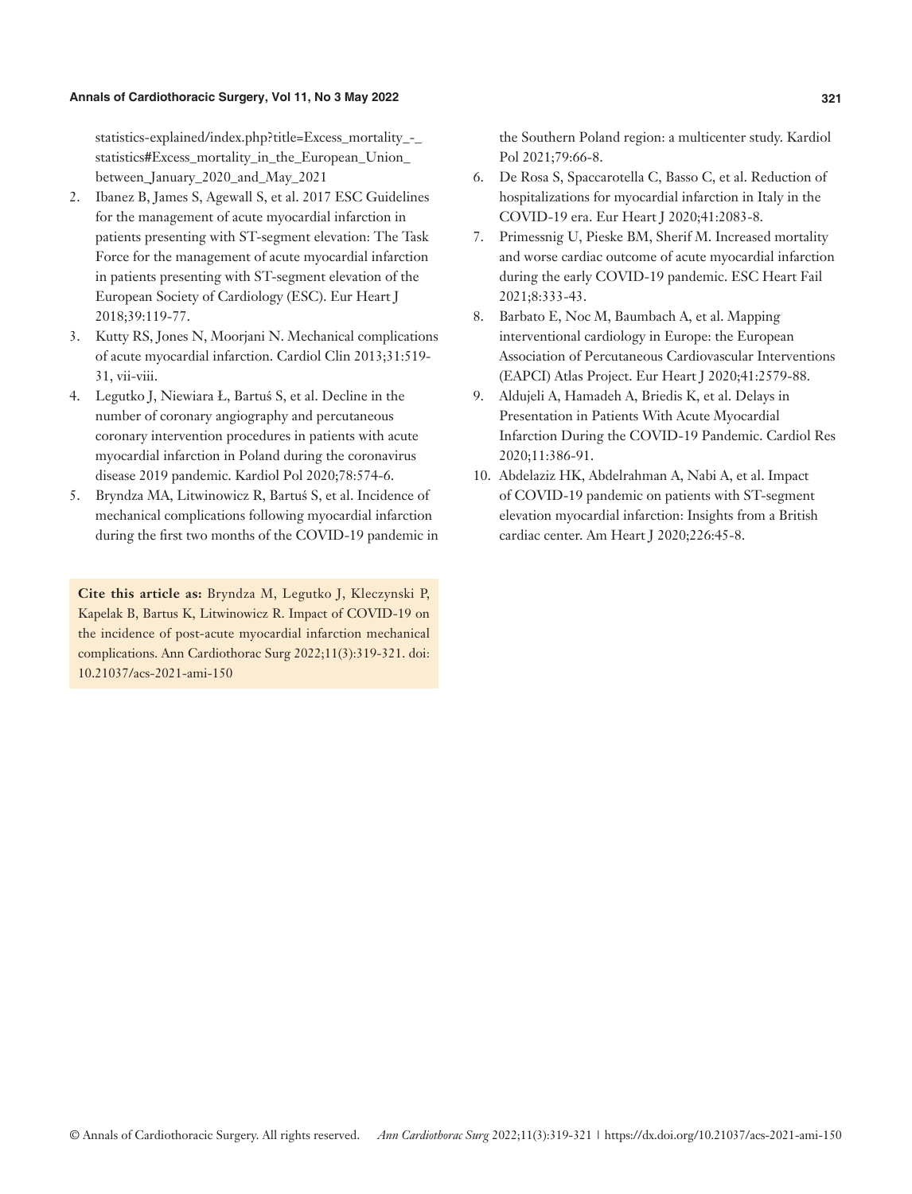statistics-explained/index.php?title=Excess_mortality_-_statistics#Excess_mortality_in_the_European_Union_between_January_2020_and_May_2021

2. Ibanez B, James S, Agewall S, et al. 2017 ESC Guidelines for the management of acute myocardial infarction in patients presenting with ST-segment elevation: The Task Force for the management of acute myocardial infarction in patients presenting with ST-segment elevation of the European Society of Cardiology (ESC). Eur Heart J 2018;39:119-77.
3. Kutty RS, Jones N, Moorjani N. Mechanical complications of acute myocardial infarction. Cardiol Clin 2013;31:519-31, vii-viii.
4. Legutko J, Niewiara Ł, Bartuś S, et al. Decline in the number of coronary angiography and percutaneous coronary intervention procedures in patients with acute myocardial infarction in Poland during the coronavirus disease 2019 pandemic. Kardiol Pol 2020;78:574-6.
5. Bryndza MA, Litwinowicz R, Bartuś S, et al. Incidence of mechanical complications following myocardial infarction during the first two months of the COVID-19 pandemic in the Southern Poland region: a multicenter study. Kardiol Pol 2021;79:66-8.
6. De Rosa S, Spaccarotella C, Basso C, et al. Reduction of hospitalizations for myocardial infarction in Italy in the COVID-19 era. Eur Heart J 2020;41:2083-8.
7. Primessnig U, Pieske BM, Sherif M. Increased mortality and worse cardiac outcome of acute myocardial infarction during the early COVID-19 pandemic. ESC Heart Fail 2021;8:333-43.
8. Barbato E, Noc M, Baumbach A, et al. Mapping interventional cardiology in Europe: the European Association of Percutaneous Cardiovascular Interventions (EAPCI) Atlas Project. Eur Heart J 2020;41:2579-88.
9. Aldujeli A, Hamadeh A, Briedis K, et al. Delays in Presentation in Patients With Acute Myocardial Infarction During the COVID-19 Pandemic. Cardiol Res 2020;11:386-91.
10. Abdelaziz HK, Abdelrahman A, Nabi A, et al. Impact of COVID-19 pandemic on patients with ST-segment elevation myocardial infarction: Insights from a British cardiac center. Am Heart J 2020;226:45-8.

**Cite this article as:** Bryndza M, Legutko J, Kleczynski P, Kapelak B, Bartus K, Litwinowicz R. Impact of COVID-19 on the incidence of post-acute myocardial infarction mechanical complications. Ann Cardiothorac Surg 2022;11(3):319-321. doi: 10.21037/acs-2021-ami-150